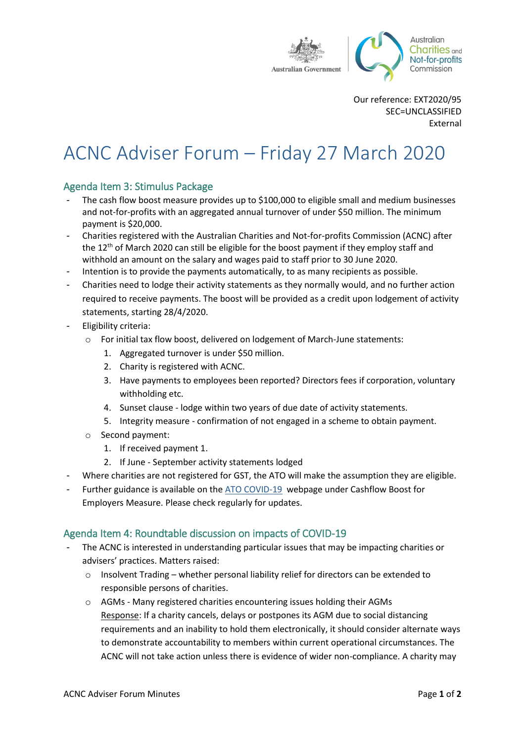Our reference: EXT2020/95
SEC=UNCLASSIFIED
External

# ACNC Adviser Forum – Friday 27 March 2020

## Agenda Item 3: Stimulus Package

- The cash flow boost measure provides up to $100,000 to eligible small and medium businesses and not-for-profits with an aggregated annual turnover of under $50 million. The minimum payment is $20,000.
- Charities registered with the Australian Charities and Not-for-profits Commission (ACNC) after the 12th of March 2020 can still be eligible for the boost payment if they employ staff and withhold an amount on the salary and wages paid to staff prior to 30 June 2020.
- Intention is to provide the payments automatically, to as many recipients as possible.
- Charities need to lodge their activity statements as they normally would, and no further action required to receive payments. The boost will be provided as a credit upon lodgement of activity statements, starting 28/4/2020.
- Eligibility criteria:
  - For initial tax flow boost, delivered on lodgement of March-June statements:
    1. Aggregated turnover is under $50 million.
    2. Charity is registered with ACNC.
    3. Have payments to employees been reported? Directors fees if corporation, voluntary withholding etc.
    4. Sunset clause - lodge within two years of due date of activity statements.
    5. Integrity measure - confirmation of not engaged in a scheme to obtain payment.
  - Second payment:
    1. If received payment 1.
    2. If June - September activity statements lodged
- Where charities are not registered for GST, the ATO will make the assumption they are eligible.
- Further guidance is available on the ATO COVID-19 webpage under Cashflow Boost for Employers Measure. Please check regularly for updates.

## Agenda Item 4: Roundtable discussion on impacts of COVID-19

- The ACNC is interested in understanding particular issues that may be impacting charities or advisers' practices. Matters raised:
  - Insolvent Trading – whether personal liability relief for directors can be extended to responsible persons of charities.
  - AGMs - Many registered charities encountering issues holding their AGMs
    Response: If a charity cancels, delays or postpones its AGM due to social distancing requirements and an inability to hold them electronically, it should consider alternate ways to demonstrate accountability to members within current operational circumstances. The ACNC will not take action unless there is evidence of wider non-compliance. A charity may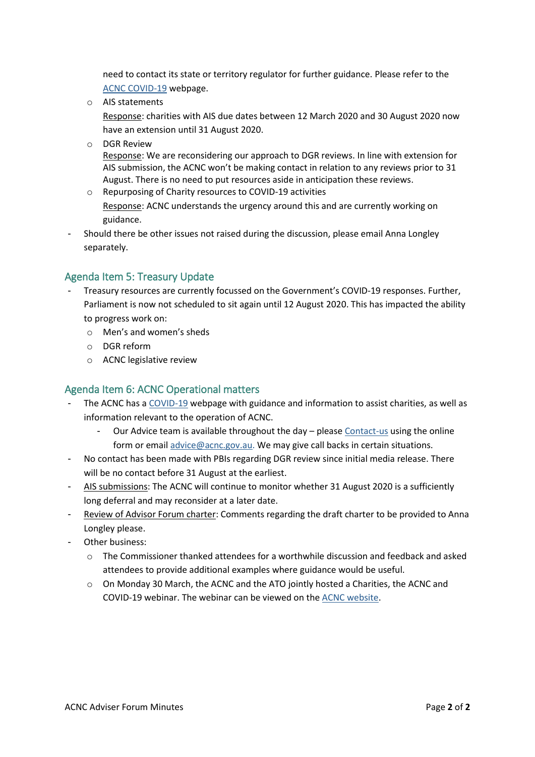need to contact its state or territory regulator for further guidance. Please refer to the [ACNC COVID-19](#) webpage.

  - AIS statements

    Response: charities with AIS due dates between 12 March 2020 and 30 August 2020 now have an extension until 31 August 2020.

  - DGR Review

    Response: We are reconsidering our approach to DGR reviews. In line with extension for AIS submission, the ACNC won't be making contact in relation to any reviews prior to 31 August. There is no need to put resources aside in anticipation these reviews.

  - Repurposing of Charity resources to COVID-19 activities

    Response: ACNC understands the urgency around this and are currently working on guidance.

- Should there be other issues not raised during the discussion, please email Anna Longley separately.

## Agenda Item 5: Treasury Update

- Treasury resources are currently focussed on the Government's COVID-19 responses. Further, Parliament is now not scheduled to sit again until 12 August 2020. This has impacted the ability to progress work on:
  - Men's and women's sheds
  - DGR reform
  - ACNC legislative review

## Agenda Item 6: ACNC Operational matters

- The ACNC has a COVID-19 webpage with guidance and information to assist charities, as well as information relevant to the operation of ACNC.
  - Our Advice team is available throughout the day – please Contact-us using the online form or email advice@acnc.gov.au. We may give call backs in certain situations.
- No contact has been made with PBIs regarding DGR review since initial media release. There will be no contact before 31 August at the earliest.
- AIS submissions: The ACNC will continue to monitor whether 31 August 2020 is a sufficiently long deferral and may reconsider at a later date.
- Review of Advisor Forum charter: Comments regarding the draft charter to be provided to Anna Longley please.
- Other business:
  - The Commissioner thanked attendees for a worthwhile discussion and feedback and asked attendees to provide additional examples where guidance would be useful.
  - On Monday 30 March, the ACNC and the ATO jointly hosted a Charities, the ACNC and COVID-19 webinar. The webinar can be viewed on the ACNC website.